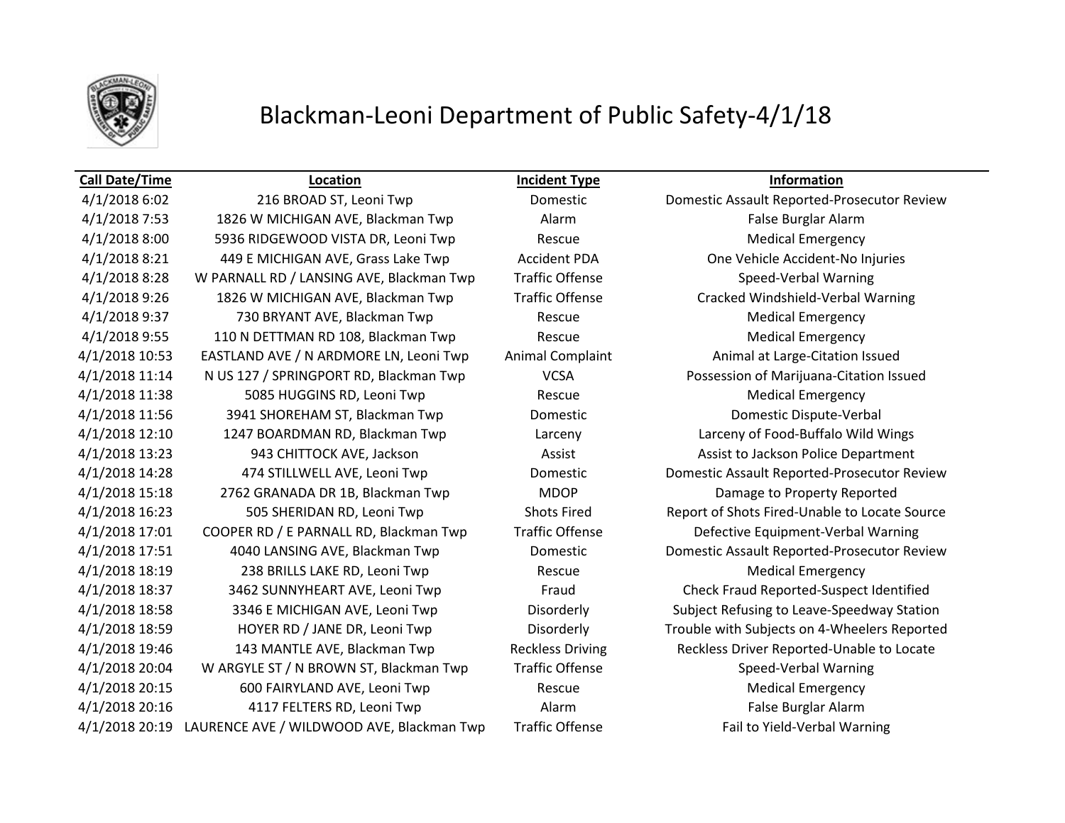# Blackman-Leoni Department of Public Safety-4/1/18

| Call Date/Time | Location | Incident Type | Information |
|---|---|---|---|
| 4/1/2018 6:02 | 216 BROAD ST, Leoni Twp | Domestic | Domestic Assault Reported-Prosecutor Review |
| 4/1/2018 7:53 | 1826 W MICHIGAN AVE, Blackman Twp | Alarm | False Burglar Alarm |
| 4/1/2018 8:00 | 5936 RIDGEWOOD VISTA DR, Leoni Twp | Rescue | Medical Emergency |
| 4/1/2018 8:21 | 449 E MICHIGAN AVE, Grass Lake Twp | Accident PDA | One Vehicle Accident-No Injuries |
| 4/1/2018 8:28 | W PARNALL RD / LANSING AVE, Blackman Twp | Traffic Offense | Speed-Verbal Warning |
| 4/1/2018 9:26 | 1826 W MICHIGAN AVE, Blackman Twp | Traffic Offense | Cracked Windshield-Verbal Warning |
| 4/1/2018 9:37 | 730 BRYANT AVE, Blackman Twp | Rescue | Medical Emergency |
| 4/1/2018 9:55 | 110 N DETTMAN RD 108, Blackman Twp | Rescue | Medical Emergency |
| 4/1/2018 10:53 | EASTLAND AVE / N ARDMORE LN, Leoni Twp | Animal Complaint | Animal at Large-Citation Issued |
| 4/1/2018 11:14 | N US 127 / SPRINGPORT RD, Blackman Twp | VCSA | Possession of Marijuana-Citation Issued |
| 4/1/2018 11:38 | 5085 HUGGINS RD, Leoni Twp | Rescue | Medical Emergency |
| 4/1/2018 11:56 | 3941 SHOREHAM ST, Blackman Twp | Domestic | Domestic Dispute-Verbal |
| 4/1/2018 12:10 | 1247 BOARDMAN RD, Blackman Twp | Larceny | Larceny of Food-Buffalo Wild Wings |
| 4/1/2018 13:23 | 943 CHITTOCK AVE, Jackson | Assist | Assist to Jackson Police Department |
| 4/1/2018 14:28 | 474 STILLWELL AVE, Leoni Twp | Domestic | Domestic Assault Reported-Prosecutor Review |
| 4/1/2018 15:18 | 2762 GRANADA DR 1B, Blackman Twp | MDOP | Damage to Property Reported |
| 4/1/2018 16:23 | 505 SHERIDAN RD, Leoni Twp | Shots Fired | Report of Shots Fired-Unable to Locate Source |
| 4/1/2018 17:01 | COOPER RD / E PARNALL RD, Blackman Twp | Traffic Offense | Defective Equipment-Verbal Warning |
| 4/1/2018 17:51 | 4040 LANSING AVE, Blackman Twp | Domestic | Domestic Assault Reported-Prosecutor Review |
| 4/1/2018 18:19 | 238 BRILLS LAKE RD, Leoni Twp | Rescue | Medical Emergency |
| 4/1/2018 18:37 | 3462 SUNNYHEART AVE, Leoni Twp | Fraud | Check Fraud Reported-Suspect Identified |
| 4/1/2018 18:58 | 3346 E MICHIGAN AVE, Leoni Twp | Disorderly | Subject Refusing to Leave-Speedway Station |
| 4/1/2018 18:59 | HOYER RD / JANE DR, Leoni Twp | Disorderly | Trouble with Subjects on 4-Wheelers Reported |
| 4/1/2018 19:46 | 143 MANTLE AVE, Blackman Twp | Reckless Driving | Reckless Driver Reported-Unable to Locate |
| 4/1/2018 20:04 | W ARGYLE ST / N BROWN ST, Blackman Twp | Traffic Offense | Speed-Verbal Warning |
| 4/1/2018 20:15 | 600 FAIRYLAND AVE, Leoni Twp | Rescue | Medical Emergency |
| 4/1/2018 20:16 | 4117 FELTERS RD, Leoni Twp | Alarm | False Burglar Alarm |
| 4/1/2018 20:19 | LAURENCE AVE / WILDWOOD AVE, Blackman Twp | Traffic Offense | Fail to Yield-Verbal Warning |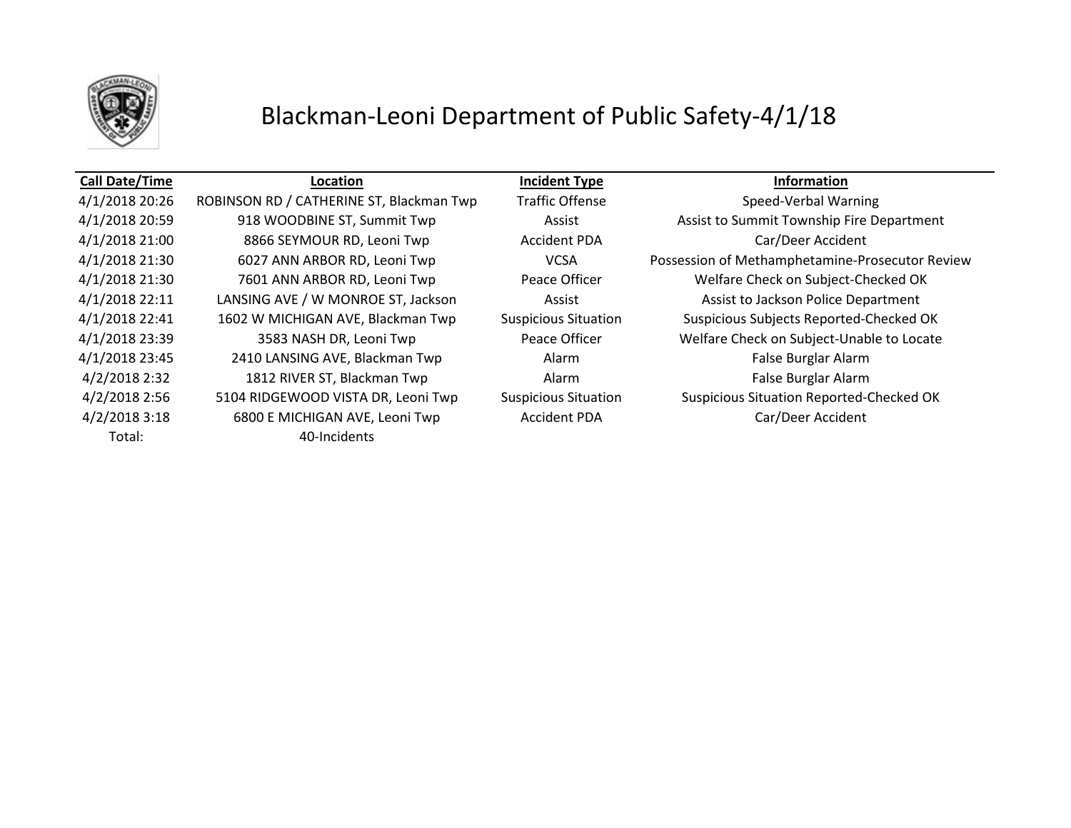# Blackman-Leoni Department of Public Safety-4/1/18

| Call Date/Time | Location | Incident Type | Information |
|---|---|---|---|
| 4/1/2018 20:26 | ROBINSON RD / CATHERINE ST, Blackman Twp | Traffic Offense | Speed-Verbal Warning |
| 4/1/2018 20:59 | 918 WOODBINE ST, Summit Twp | Assist | Assist to Summit Township Fire Department |
| 4/1/2018 21:00 | 8866 SEYMOUR RD, Leoni Twp | Accident PDA | Car/Deer Accident |
| 4/1/2018 21:30 | 6027 ANN ARBOR RD, Leoni Twp | VCSA | Possession of Methamphetamine-Prosecutor Review |
| 4/1/2018 21:30 | 7601 ANN ARBOR RD, Leoni Twp | Peace Officer | Welfare Check on Subject-Checked OK |
| 4/1/2018 22:11 | LANSING AVE / W MONROE ST, Jackson | Assist | Assist to Jackson Police Department |
| 4/1/2018 22:41 | 1602 W MICHIGAN AVE, Blackman Twp | Suspicious Situation | Suspicious Subjects Reported-Checked OK |
| 4/1/2018 23:39 | 3583 NASH DR, Leoni Twp | Peace Officer | Welfare Check on Subject-Unable to Locate |
| 4/1/2018 23:45 | 2410 LANSING AVE, Blackman Twp | Alarm | False Burglar Alarm |
| 4/2/2018 2:32 | 1812 RIVER ST, Blackman Twp | Alarm | False Burglar Alarm |
| 4/2/2018 2:56 | 5104 RIDGEWOOD VISTA DR, Leoni Twp | Suspicious Situation | Suspicious Situation Reported-Checked OK |
| 4/2/2018 3:18 | 6800 E MICHIGAN AVE, Leoni Twp | Accident PDA | Car/Deer Accident |
| Total: | 40-Incidents | | |